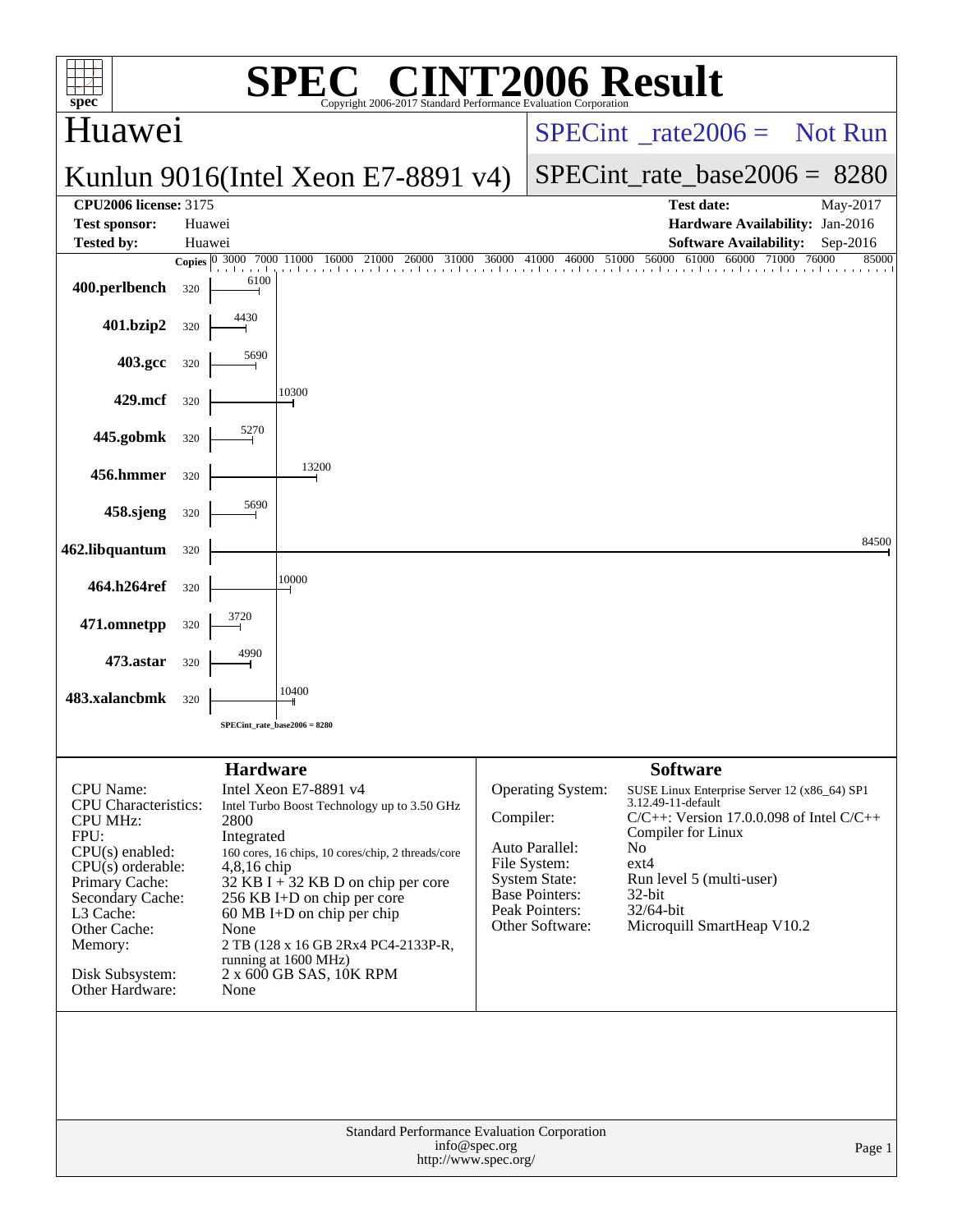# SPEC® CINT2006 Result

Copyright 2006-2017 Standard Performance Evaluation Corporation

## Huawei

**Kunlun 9016(Intel Xeon E7-8891 v4)**

SPECint_rate2006 = Not Run

SPECint_rate_base2006 = 8280

| | | | |
|---|---|---|---|
| **CPU2006 license:** 3175 | | **Test date:** | May-2017 |
| **Test sponsor:** | Huawei | **Hardware Availability:** | Jan-2016 |
| **Tested by:** | Huawei | **Software Availability:** | Sep-2016 |

Copies 0 3000 7000 11000 16000 21000 26000 31000 36000 41000 46000 51000 56000 61000 66000 71000 76000 85000

400.perlbench 320 6100
401.bzip2 320 4430
403.gcc 320 5690
429.mcf 320 10300
445.gobmk 320 5270
456.hmmer 320 13200
458.sjeng 320 5690
462.libquantum 320 84500
464.h264ref 320 10000
471.omnetpp 320 3720
473.astar 320 4990
483.xalancbmk 320 10400

SPECint_rate_base2006 = 8280

### Hardware

| | |
|---|---|
| CPU Name: | Intel Xeon E7-8891 v4 |
| CPU Characteristics: | Intel Turbo Boost Technology up to 3.50 GHz |
| CPU MHz: | 2800 |
| FPU: | Integrated |
| CPU(s) enabled: | 160 cores, 16 chips, 10 cores/chip, 2 threads/core |
| CPU(s) orderable: | 4,8,16 chip |
| Primary Cache: | 32 KB I + 32 KB D on chip per core |
| Secondary Cache: | 256 KB I+D on chip per core |
| L3 Cache: | 60 MB I+D on chip per chip |
| Other Cache: | None |
| Memory: | 2 TB (128 x 16 GB 2Rx4 PC4-2133P-R, running at 1600 MHz) |
| Disk Subsystem: | 2 x 600 GB SAS, 10K RPM |
| Other Hardware: | None |

### Software

| | |
|---|---|
| Operating System: | SUSE Linux Enterprise Server 12 (x86_64) SP1 3.12.49-11-default |
| Compiler: | C/C++: Version 17.0.0.098 of Intel C/C++ Compiler for Linux |
| Auto Parallel: | No |
| File System: | ext4 |
| System State: | Run level 5 (multi-user) |
| Base Pointers: | 32-bit |
| Peak Pointers: | 32/64-bit |
| Other Software: | Microquill SmartHeap V10.2 |

Standard Performance Evaluation Corporation
info@spec.org
http://www.spec.org/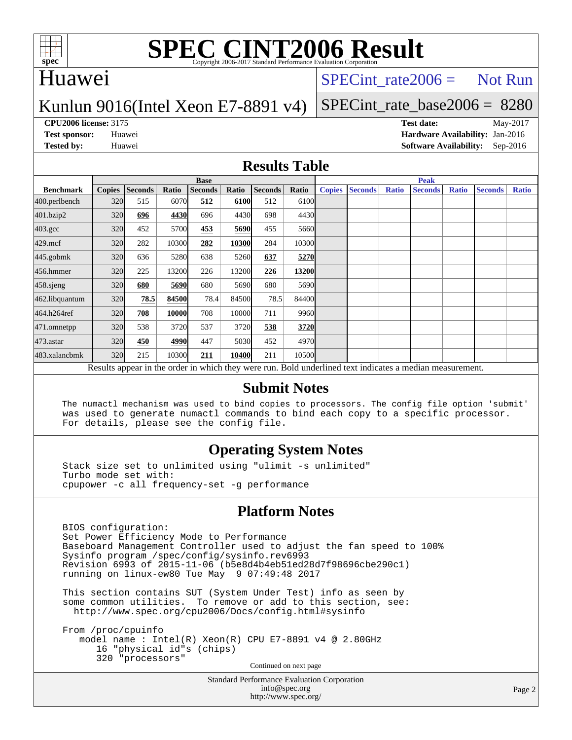# SPEC CINT2006 Result

Copyright 2006-2017 Standard Performance Evaluation Corporation

## Huawei

Kunlun 9016(Intel Xeon E7-8891 v4)

SPECint_rate2006 = Not Run

SPECint_rate_base2006 = 8280

**CPU2006 license:** 3175
**Test sponsor:** Huawei
**Tested by:** Huawei

**Test date:** May-2017
**Hardware Availability:** Jan-2016
**Software Availability:** Sep-2016

## Results Table

| | Base | | | | | | | Peak | | | | | | |
|---|---|---|---|---|---|---|---|---|---|---|---|---|---|---|
| **Benchmark** | **Copies** | **Seconds** | **Ratio** | **Seconds** | **Ratio** | **Seconds** | **Ratio** | **Copies** | **Seconds** | **Ratio** | **Seconds** | **Ratio** | **Seconds** | **Ratio** |
| 400.perlbench | 320 | 515 | 6070 | **512** | **6100** | 512 | 6100 | | | | | | | |
| 401.bzip2 | 320 | **696** | **4430** | 696 | 4430 | 698 | 4430 | | | | | | | |
| 403.gcc | 320 | 452 | 5700 | **453** | **5690** | 455 | 5660 | | | | | | | |
| 429.mcf | 320 | 282 | 10300 | **282** | **10300** | 284 | 10300 | | | | | | | |
| 445.gobmk | 320 | 636 | 5280 | 638 | 5260 | **637** | **5270** | | | | | | | |
| 456.hmmer | 320 | 225 | 13200 | 226 | 13200 | **226** | **13200** | | | | | | | |
| 458.sjeng | 320 | **680** | **5690** | 680 | 5690 | 680 | 5690 | | | | | | | |
| 462.libquantum | 320 | **78.5** | **84500** | 78.4 | 84500 | 78.5 | 84400 | | | | | | | |
| 464.h264ref | 320 | **708** | **10000** | 708 | 10000 | 711 | 9960 | | | | | | | |
| 471.omnetpp | 320 | 538 | 3720 | 537 | 3720 | **538** | **3720** | | | | | | | |
| 473.astar | 320 | **450** | **4990** | 447 | 5030 | 452 | 4970 | | | | | | | |
| 483.xalancbmk | 320 | 215 | 10300 | **211** | **10400** | 211 | 10500 | | | | | | | |

Results appear in the order in which they were run. Bold underlined text indicates a median measurement.

## Submit Notes

```
The numactl mechanism was used to bind copies to processors. The config file option 'submit'
was used to generate numactl commands to bind each copy to a specific processor.
For details, please see the config file.
```

## Operating System Notes

```
Stack size set to unlimited using "ulimit -s unlimited"
Turbo mode set with:
cpupower -c all frequency-set -g performance
```

## Platform Notes

```
BIOS configuration:
Set Power Efficiency Mode to Performance
Baseboard Management Controller used to adjust the fan speed to 100%
Sysinfo program /spec/config/sysinfo.rev6993
Revision 6993 of 2015-11-06 (b5e8d4b4eb51ed28d7f98696cbe290c1)
running on linux-ew80 Tue May  9 07:49:48 2017

This section contains SUT (System Under Test) info as seen by
some common utilities.  To remove or add to this section, see:
  http://www.spec.org/cpu2006/Docs/config.html#sysinfo

From /proc/cpuinfo
   model name : Intel(R) Xeon(R) CPU E7-8891 v4 @ 2.80GHz
      16 "physical id"s (chips)
      320 "processors"
```

Continued on next page

Standard Performance Evaluation Corporation
info@spec.org
http://www.spec.org/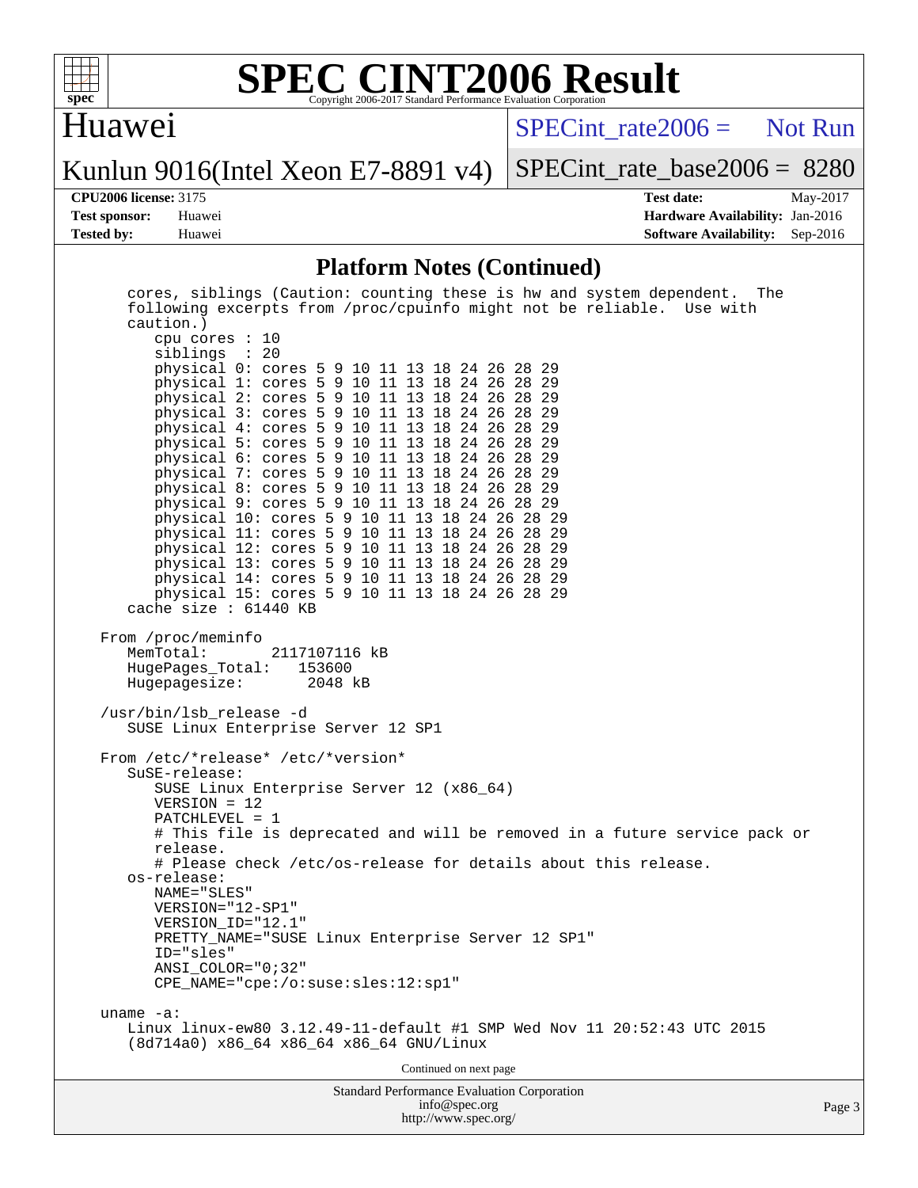# SPEC CINT2006 Result

Copyright 2006-2017 Standard Performance Evaluation Corporation

**Huawei**

**Kunlun 9016(Intel Xeon E7-8891 v4)**

SPECint_rate2006 = Not Run

SPECint_rate_base2006 = 8280

| | | | |
|---|---|---|---|
| **CPU2006 license:** 3175 | | **Test date:** | May-2017 |
| **Test sponsor:** | Huawei | **Hardware Availability:** | Jan-2016 |
| **Tested by:** | Huawei | **Software Availability:** | Sep-2016 |

## Platform Notes (Continued)

```
    cores, siblings (Caution: counting these is hw and system dependent.  The
    following excerpts from /proc/cpuinfo might not be reliable.  Use with
    caution.)
       cpu cores : 10
       siblings  : 20
       physical 0: cores 5 9 10 11 13 18 24 26 28 29
       physical 1: cores 5 9 10 11 13 18 24 26 28 29
       physical 2: cores 5 9 10 11 13 18 24 26 28 29
       physical 3: cores 5 9 10 11 13 18 24 26 28 29
       physical 4: cores 5 9 10 11 13 18 24 26 28 29
       physical 5: cores 5 9 10 11 13 18 24 26 28 29
       physical 6: cores 5 9 10 11 13 18 24 26 28 29
       physical 7: cores 5 9 10 11 13 18 24 26 28 29
       physical 8: cores 5 9 10 11 13 18 24 26 28 29
       physical 9: cores 5 9 10 11 13 18 24 26 28 29
       physical 10: cores 5 9 10 11 13 18 24 26 28 29
       physical 11: cores 5 9 10 11 13 18 24 26 28 29
       physical 12: cores 5 9 10 11 13 18 24 26 28 29
       physical 13: cores 5 9 10 11 13 18 24 26 28 29
       physical 14: cores 5 9 10 11 13 18 24 26 28 29
       physical 15: cores 5 9 10 11 13 18 24 26 28 29
    cache size : 61440 KB

 From /proc/meminfo
    MemTotal:       2117107116 kB
    HugePages_Total:   153600
    Hugepagesize:       2048 kB

 /usr/bin/lsb_release -d
    SUSE Linux Enterprise Server 12 SP1

 From /etc/*release* /etc/*version*
    SuSE-release:
       SUSE Linux Enterprise Server 12 (x86_64)
       VERSION = 12
       PATCHLEVEL = 1
       # This file is deprecated and will be removed in a future service pack or
       release.
       # Please check /etc/os-release for details about this release.
    os-release:
       NAME="SLES"
       VERSION="12-SP1"
       VERSION_ID="12.1"
       PRETTY_NAME="SUSE Linux Enterprise Server 12 SP1"
       ID="sles"
       ANSI_COLOR="0;32"
       CPE_NAME="cpe:/o:suse:sles:12:sp1"

 uname -a:
    Linux linux-ew80 3.12.49-11-default #1 SMP Wed Nov 11 20:52:43 UTC 2015
    (8d714a0) x86_64 x86_64 x86_64 GNU/Linux
```

Continued on next page

Standard Performance Evaluation Corporation
info@spec.org
http://www.spec.org/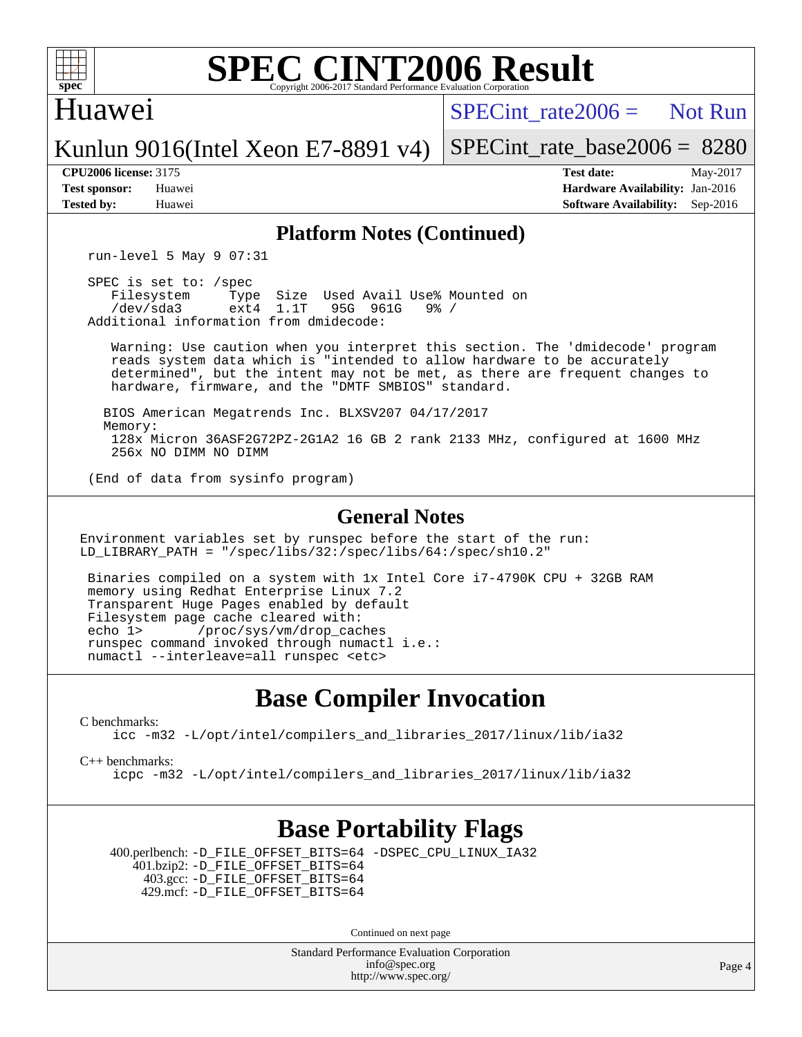# SPEC CINT2006 Result

Huawei

Kunlun 9016(Intel Xeon E7-8891 v4)

SPECint_rate2006 = Not Run

SPECint_rate_base2006 = 8280

**CPU2006 license:** 3175
**Test sponsor:** Huawei
**Tested by:** Huawei

**Test date:** May-2017
**Hardware Availability:** Jan-2016
**Software Availability:** Sep-2016

## Platform Notes (Continued)

```
run-level 5 May 9 07:31

SPEC is set to: /spec
   Filesystem     Type  Size  Used Avail Use% Mounted on
   /dev/sda3      ext4  1.1T   95G  961G   9% /
Additional information from dmidecode:

   Warning: Use caution when you interpret this section. The 'dmidecode' program
   reads system data which is "intended to allow hardware to be accurately
   determined", but the intent may not be met, as there are frequent changes to
   hardware, firmware, and the "DMTF SMBIOS" standard.

  BIOS American Megatrends Inc. BLXSV207 04/17/2017
  Memory:
   128x Micron 36ASF2G72PZ-2G1A2 16 GB 2 rank 2133 MHz, configured at 1600 MHz
   256x NO DIMM NO DIMM

(End of data from sysinfo program)
```

## General Notes

```
Environment variables set by runspec before the start of the run:
LD_LIBRARY_PATH = "/spec/libs/32:/spec/libs/64:/spec/sh10.2"

 Binaries compiled on a system with 1x Intel Core i7-4790K CPU + 32GB RAM
 memory using Redhat Enterprise Linux 7.2
 Transparent Huge Pages enabled by default
 Filesystem page cache cleared with:
 echo 1>       /proc/sys/vm/drop_caches
 runspec command invoked through numactl i.e.:
 numactl --interleave=all runspec <etc>
```

## Base Compiler Invocation

C benchmarks:
icc -m32 -L/opt/intel/compilers_and_libraries_2017/linux/lib/ia32

C++ benchmarks:
icpc -m32 -L/opt/intel/compilers_and_libraries_2017/linux/lib/ia32

## Base Portability Flags

400.perlbench: -D_FILE_OFFSET_BITS=64 -DSPEC_CPU_LINUX_IA32
401.bzip2: -D_FILE_OFFSET_BITS=64
403.gcc: -D_FILE_OFFSET_BITS=64
429.mcf: -D_FILE_OFFSET_BITS=64

Continued on next page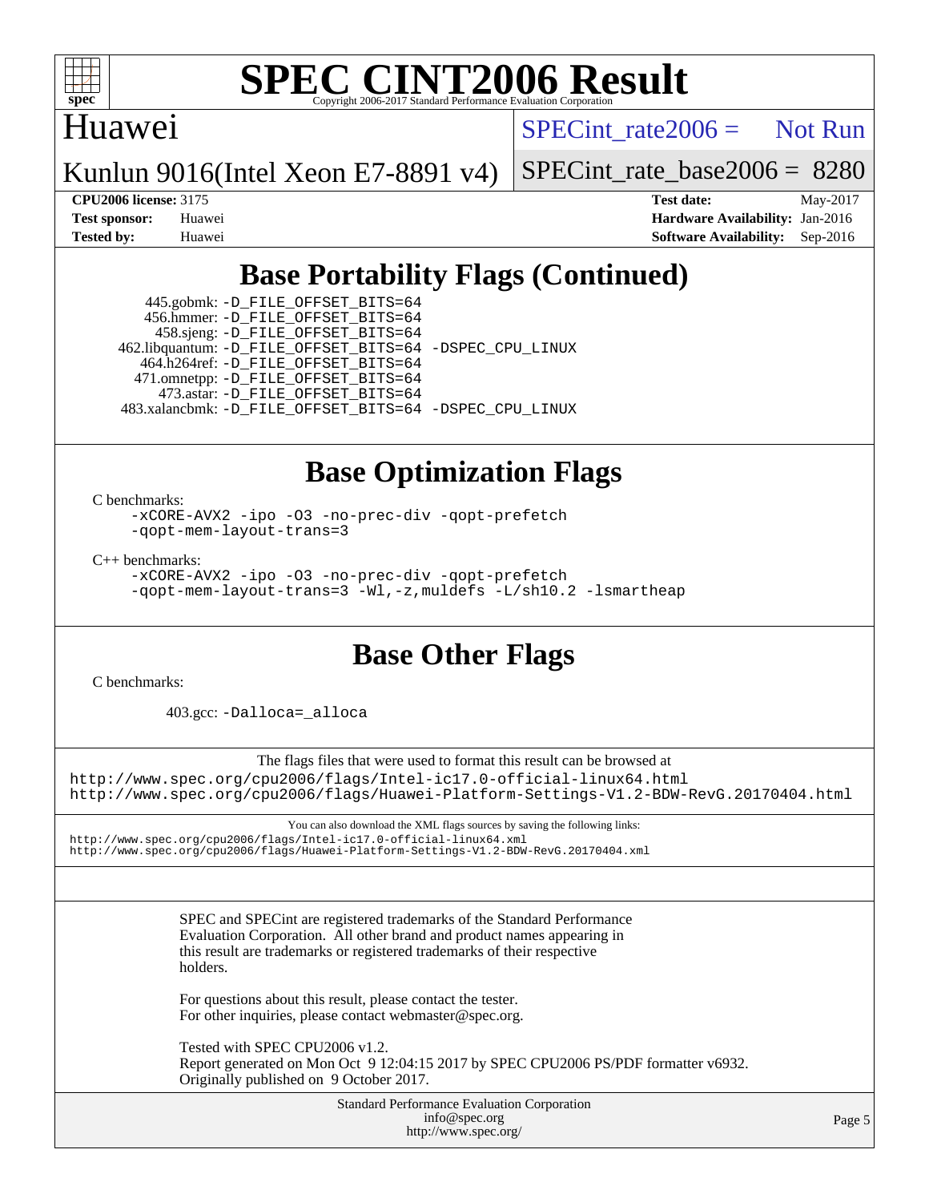## Base Portability Flags (Continued)

445.gobmk: -D_FILE_OFFSET_BITS=64
456.hmmer: -D_FILE_OFFSET_BITS=64
458.sjeng: -D_FILE_OFFSET_BITS=64
462.libquantum: -D_FILE_OFFSET_BITS=64 -DSPEC_CPU_LINUX
464.h264ref: -D_FILE_OFFSET_BITS=64
471.omnetpp: -D_FILE_OFFSET_BITS=64
473.astar: -D_FILE_OFFSET_BITS=64
483.xalancbmk: -D_FILE_OFFSET_BITS=64 -DSPEC_CPU_LINUX

## Base Optimization Flags

C benchmarks:

-xCORE-AVX2 -ipo -O3 -no-prec-div -qopt-prefetch
-qopt-mem-layout-trans=3

C++ benchmarks:

-xCORE-AVX2 -ipo -O3 -no-prec-div -qopt-prefetch
-qopt-mem-layout-trans=3 -Wl,-z,muldefs -L/sh10.2 -lsmartheap

## Base Other Flags

C benchmarks:

403.gcc: -Dalloca=_alloca

The flags files that were used to format this result can be browsed at
http://www.spec.org/cpu2006/flags/Intel-ic17.0-official-linux64.html
http://www.spec.org/cpu2006/flags/Huawei-Platform-Settings-V1.2-BDW-RevG.20170404.html

You can also download the XML flags sources by saving the following links:
http://www.spec.org/cpu2006/flags/Intel-ic17.0-official-linux64.xml
http://www.spec.org/cpu2006/flags/Huawei-Platform-Settings-V1.2-BDW-RevG.20170404.xml

SPEC and SPECint are registered trademarks of the Standard Performance Evaluation Corporation. All other brand and product names appearing in this result are trademarks or registered trademarks of their respective holders.

For questions about this result, please contact the tester.
For other inquiries, please contact webmaster@spec.org.

Tested with SPEC CPU2006 v1.2.
Report generated on Mon Oct 9 12:04:15 2017 by SPEC CPU2006 PS/PDF formatter v6932.
Originally published on 9 October 2017.